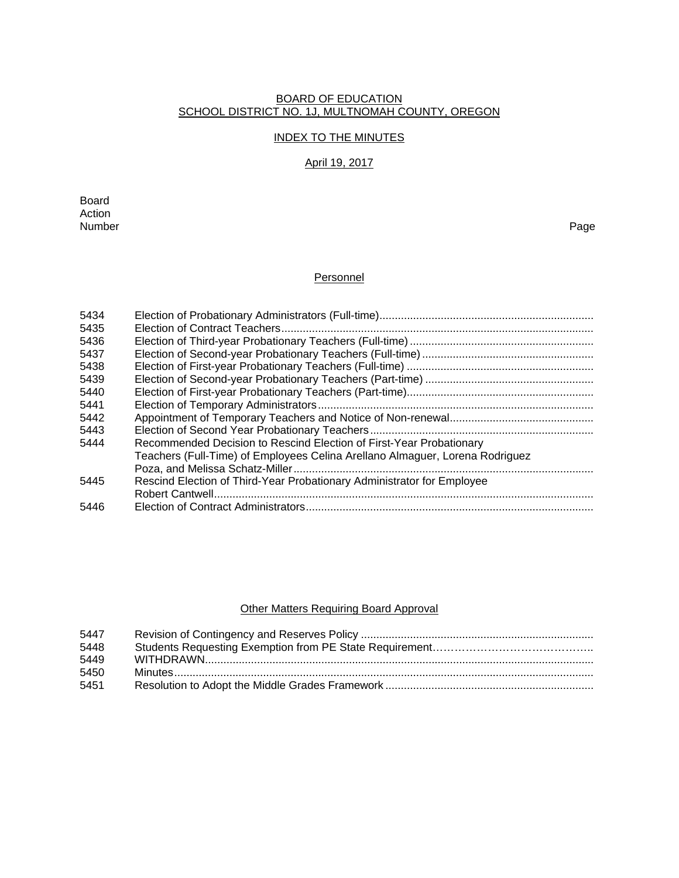# BOARD OF EDUCATION
## SCHOOL DISTRICT NO. 1J, MULTNOMAH COUNTY, OREGON

### INDEX TO THE MINUTES

April 19, 2017

| Board Action Number | | Page |
|---|---|---|

#### Personnel

| | | |
|---|---|---|
| 5434 | Election of Probationary Administrators (Full-time) | |
| 5435 | Election of Contract Teachers | |
| 5436 | Election of Third-year Probationary Teachers (Full-time) | |
| 5437 | Election of Second-year Probationary Teachers (Full-time) | |
| 5438 | Election of First-year Probationary Teachers (Full-time) | |
| 5439 | Election of Second-year Probationary Teachers (Part-time) | |
| 5440 | Election of First-year Probationary Teachers (Part-time) | |
| 5441 | Election of Temporary Administrators | |
| 5442 | Appointment of Temporary Teachers and Notice of Non-renewal | |
| 5443 | Election of Second Year Probationary Teachers | |
| 5444 | Recommended Decision to Rescind Election of First-Year Probationary Teachers (Full-Time) of Employees Celina Arellano Almaguer, Lorena Rodriguez Poza, and Melissa Schatz-Miller | |
| 5445 | Rescind Election of Third-Year Probationary Administrator for Employee Robert Cantwell | |
| 5446 | Election of Contract Administrators | |

#### Other Matters Requiring Board Approval

| | | |
|---|---|---|
| 5447 | Revision of Contingency and Reserves Policy | |
| 5448 | Students Requesting Exemption from PE State Requirement | |
| 5449 | WITHDRAWN | |
| 5450 | Minutes | |
| 5451 | Resolution to Adopt the Middle Grades Framework | |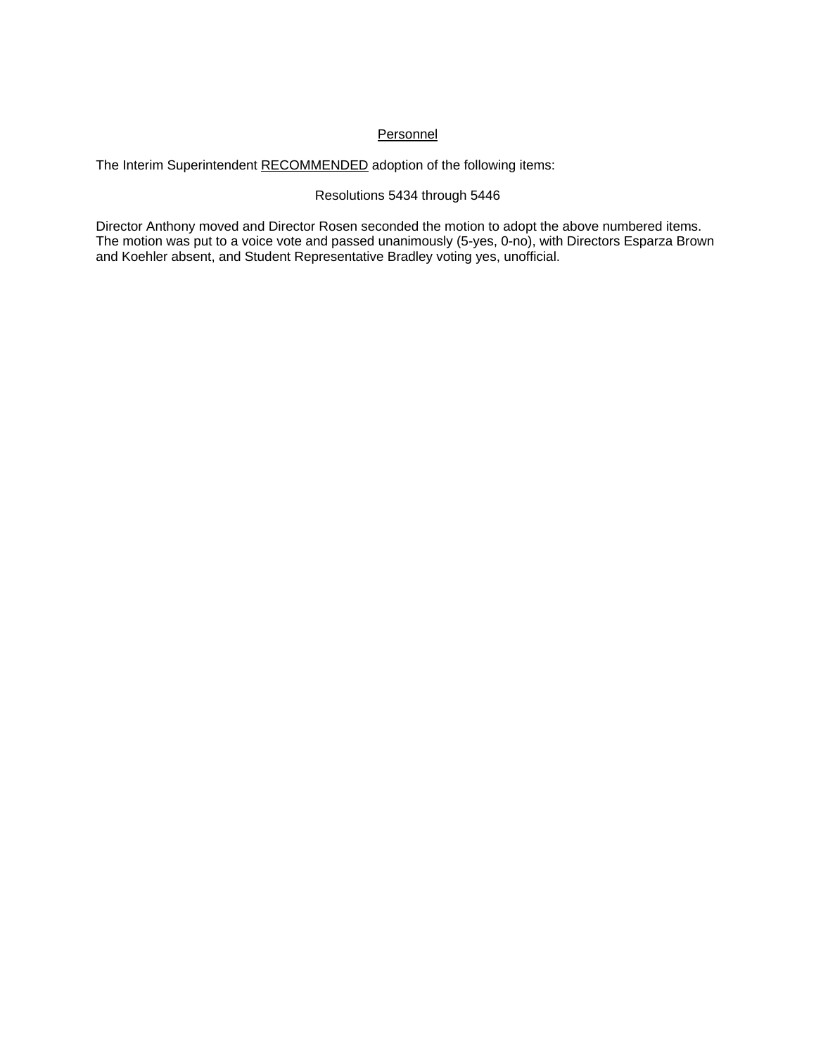<u>Personnel</u>

The Interim Superintendent <u>RECOMMENDED</u> adoption of the following items:

Resolutions 5434 through 5446

Director Anthony moved and Director Rosen seconded the motion to adopt the above numbered items. The motion was put to a voice vote and passed unanimously (5-yes, 0-no), with Directors Esparza Brown and Koehler absent, and Student Representative Bradley voting yes, unofficial.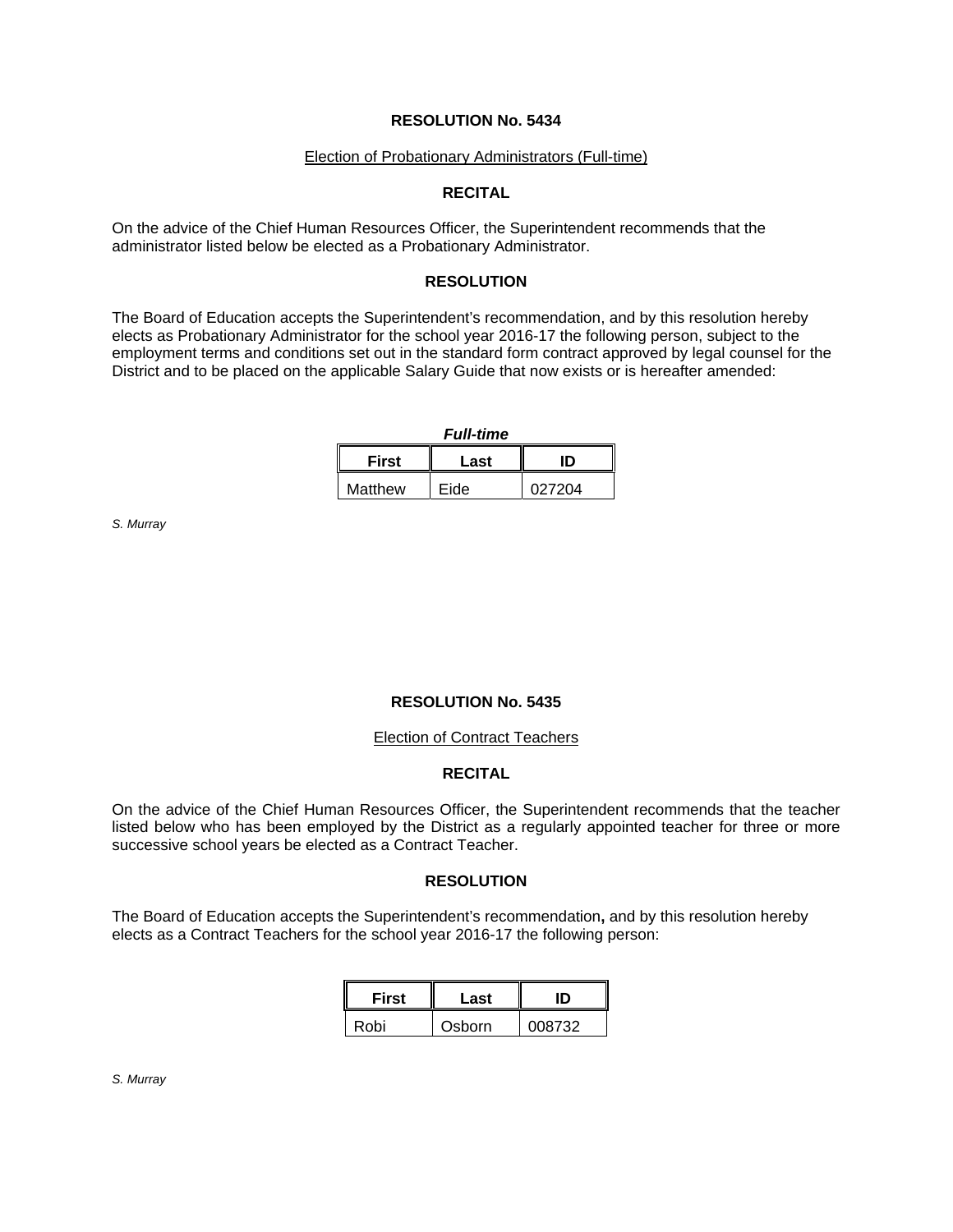## RESOLUTION No. 5434

Election of Probationary Administrators (Full-time)

### RECITAL

On the advice of the Chief Human Resources Officer, the Superintendent recommends that the administrator listed below be elected as a Probationary Administrator.

### RESOLUTION

The Board of Education accepts the Superintendent's recommendation, and by this resolution hereby elects as Probationary Administrator for the school year 2016-17 the following person, subject to the employment terms and conditions set out in the standard form contract approved by legal counsel for the District and to be placed on the applicable Salary Guide that now exists or is hereafter amended:

***Full-time***

| First | Last | ID |
|---|---|---|
| Matthew | Eide | 027204 |

*S. Murray*

## RESOLUTION No. 5435

Election of Contract Teachers

### RECITAL

On the advice of the Chief Human Resources Officer, the Superintendent recommends that the teacher listed below who has been employed by the District as a regularly appointed teacher for three or more successive school years be elected as a Contract Teacher.

### RESOLUTION

The Board of Education accepts the Superintendent's recommendation, and by this resolution hereby elects as a Contract Teachers for the school year 2016-17 the following person:

| First | Last | ID |
|---|---|---|
| Robi | Osborn | 008732 |

*S. Murray*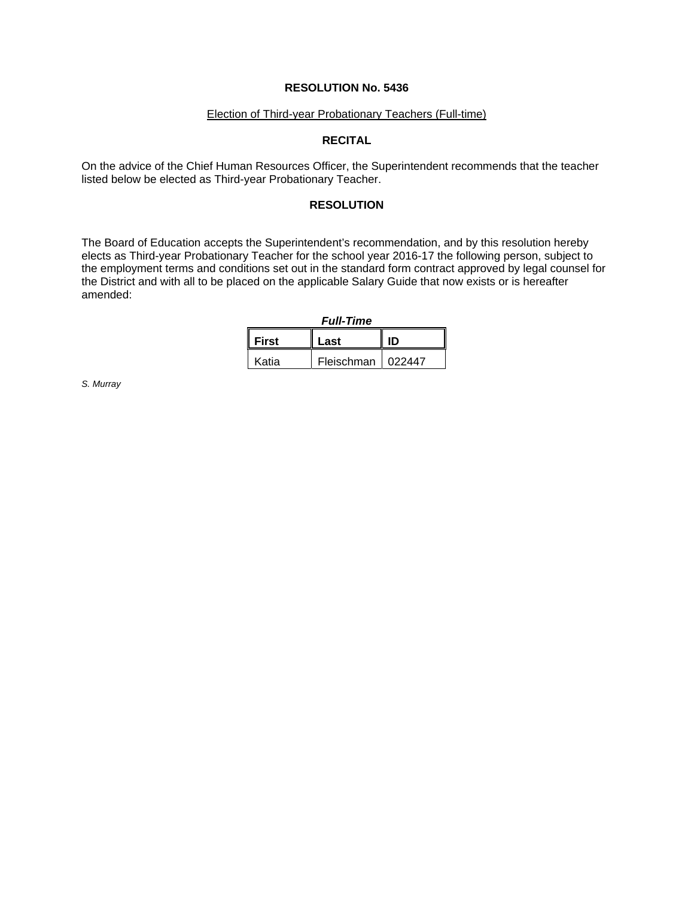# RESOLUTION No. 5436

Election of Third-year Probationary Teachers (Full-time)

## RECITAL

On the advice of the Chief Human Resources Officer, the Superintendent recommends that the teacher listed below be elected as Third-year Probationary Teacher.

## RESOLUTION

The Board of Education accepts the Superintendent's recommendation, and by this resolution hereby elects as Third-year Probationary Teacher for the school year 2016-17 the following person, subject to the employment terms and conditions set out in the standard form contract approved by legal counsel for the District and with all to be placed on the applicable Salary Guide that now exists or is hereafter amended:

***Full-Time***

| First | Last | ID |
|---|---|---|
| Katia | Fleischman | 022447 |

*S. Murray*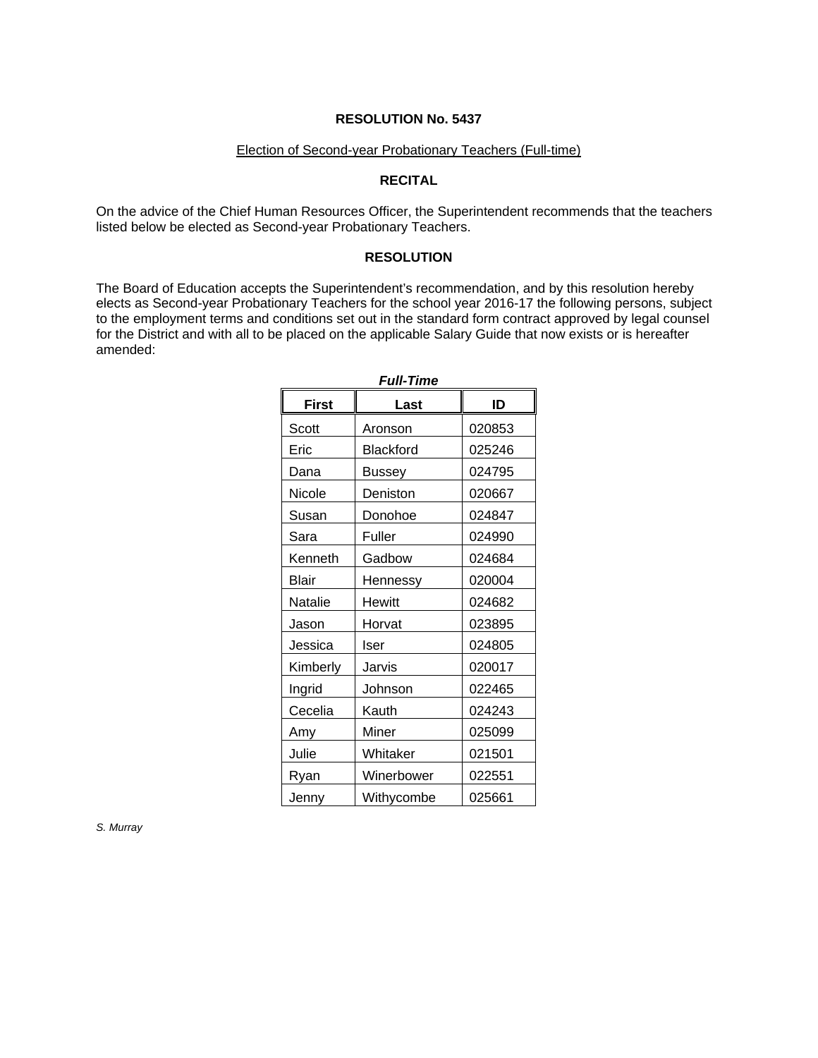**RESOLUTION No. 5437**

Election of Second-year Probationary Teachers (Full-time)

**RECITAL**

On the advice of the Chief Human Resources Officer, the Superintendent recommends that the teachers listed below be elected as Second-year Probationary Teachers.

**RESOLUTION**

The Board of Education accepts the Superintendent's recommendation, and by this resolution hereby elects as Second-year Probationary Teachers for the school year 2016-17 the following persons, subject to the employment terms and conditions set out in the standard form contract approved by legal counsel for the District and with all to be placed on the applicable Salary Guide that now exists or is hereafter amended:

***Full-Time***

| First | Last | ID |
|---|---|---|
| Scott | Aronson | 020853 |
| Eric | Blackford | 025246 |
| Dana | Bussey | 024795 |
| Nicole | Deniston | 020667 |
| Susan | Donohoe | 024847 |
| Sara | Fuller | 024990 |
| Kenneth | Gadbow | 024684 |
| Blair | Hennessy | 020004 |
| Natalie | Hewitt | 024682 |
| Jason | Horvat | 023895 |
| Jessica | Iser | 024805 |
| Kimberly | Jarvis | 020017 |
| Ingrid | Johnson | 022465 |
| Cecelia | Kauth | 024243 |
| Amy | Miner | 025099 |
| Julie | Whitaker | 021501 |
| Ryan | Winerbower | 022551 |
| Jenny | Withycombe | 025661 |

*S. Murray*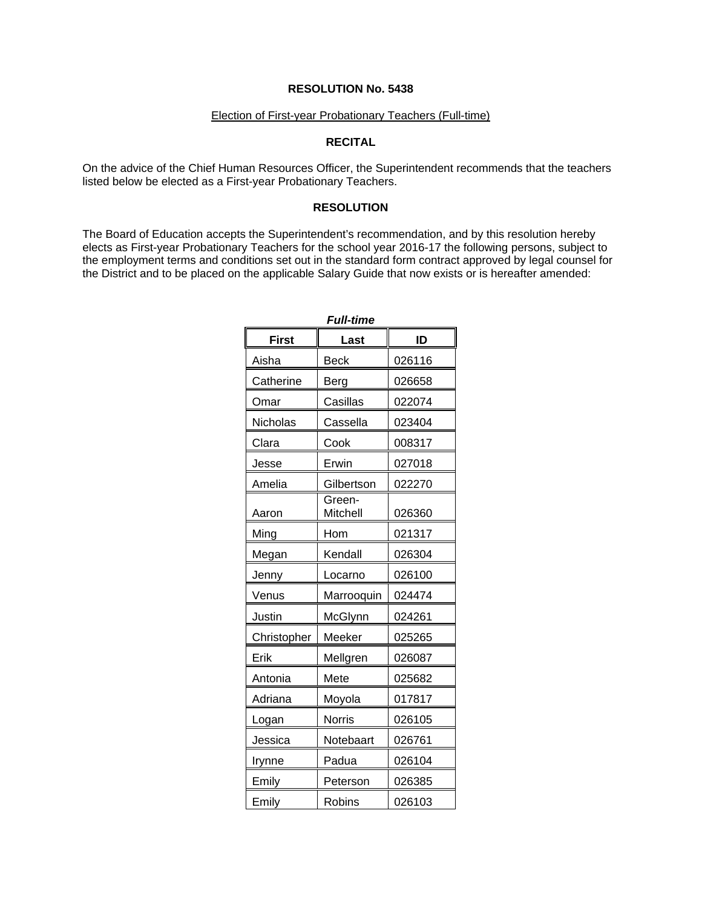**RESOLUTION No. 5438**

Election of First-year Probationary Teachers (Full-time)

**RECITAL**

On the advice of the Chief Human Resources Officer, the Superintendent recommends that the teachers listed below be elected as a First-year Probationary Teachers.

**RESOLUTION**

The Board of Education accepts the Superintendent's recommendation, and by this resolution hereby elects as First-year Probationary Teachers for the school year 2016-17 the following persons, subject to the employment terms and conditions set out in the standard form contract approved by legal counsel for the District and to be placed on the applicable Salary Guide that now exists or is hereafter amended:

***Full-time***

| First | Last | ID |
|---|---|---|
| Aisha | Beck | 026116 |
| Catherine | Berg | 026658 |
| Omar | Casillas | 022074 |
| Nicholas | Cassella | 023404 |
| Clara | Cook | 008317 |
| Jesse | Erwin | 027018 |
| Amelia | Gilbertson | 022270 |
| Aaron | Green-Mitchell | 026360 |
| Ming | Hom | 021317 |
| Megan | Kendall | 026304 |
| Jenny | Locarno | 026100 |
| Venus | Marrooquin | 024474 |
| Justin | McGlynn | 024261 |
| Christopher | Meeker | 025265 |
| Erik | Mellgren | 026087 |
| Antonia | Mete | 025682 |
| Adriana | Moyola | 017817 |
| Logan | Norris | 026105 |
| Jessica | Notebaart | 026761 |
| Irynne | Padua | 026104 |
| Emily | Peterson | 026385 |
| Emily | Robins | 026103 |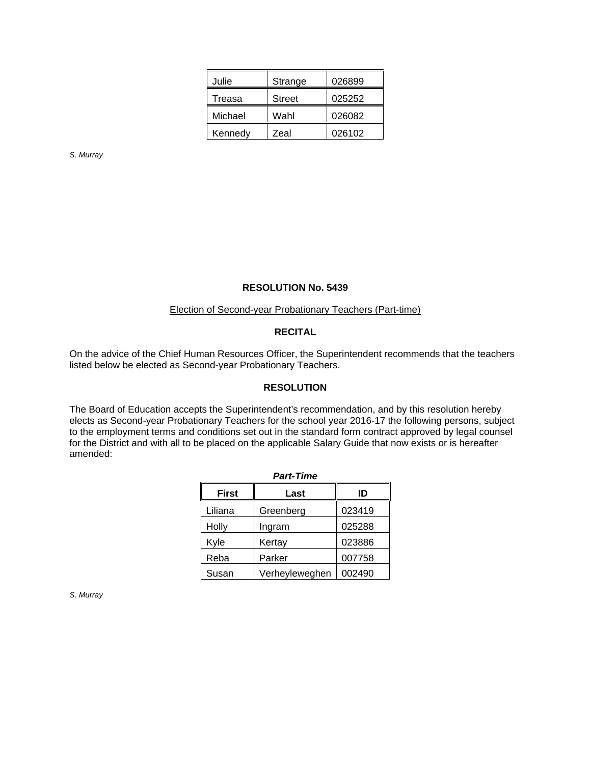| | | |
|---|---|---|
| Julie | Strange | 026899 |
| Treasa | Street | 025252 |
| Michael | Wahl | 026082 |
| Kennedy | Zeal | 026102 |

*S. Murray*

**RESOLUTION No. 5439**

Election of Second-year Probationary Teachers (Part-time)

**RECITAL**

On the advice of the Chief Human Resources Officer, the Superintendent recommends that the teachers listed below be elected as Second-year Probationary Teachers.

**RESOLUTION**

The Board of Education accepts the Superintendent's recommendation, and by this resolution hereby elects as Second-year Probationary Teachers for the school year 2016-17 the following persons, subject to the employment terms and conditions set out in the standard form contract approved by legal counsel for the District and with all to be placed on the applicable Salary Guide that now exists or is hereafter amended:

***Part-Time***

| First | Last | ID |
|---|---|---|
| Liliana | Greenberg | 023419 |
| Holly | Ingram | 025288 |
| Kyle | Kertay | 023886 |
| Reba | Parker | 007758 |
| Susan | Verheyleweghen | 002490 |

*S. Murray*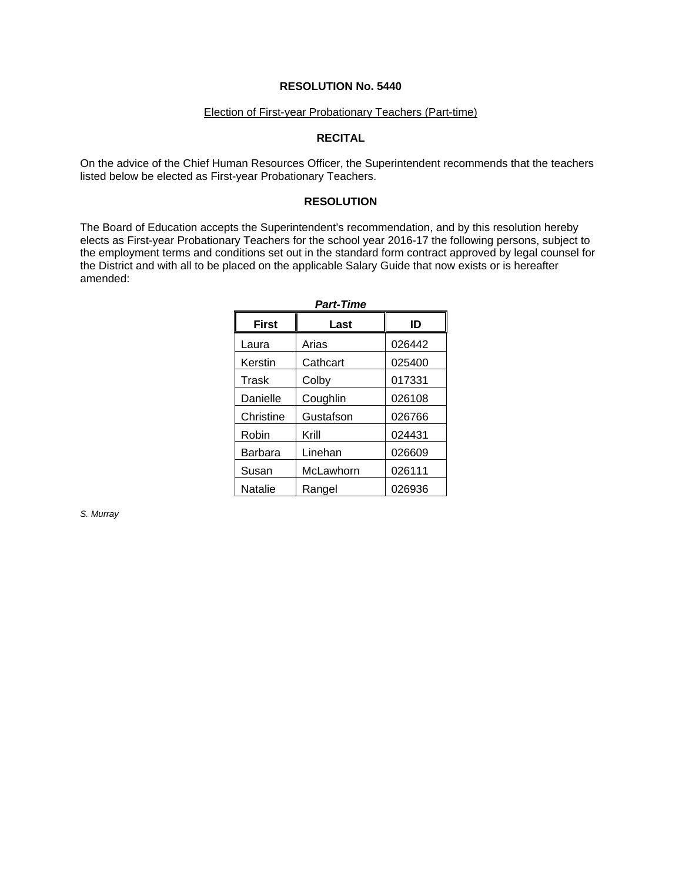**RESOLUTION No. 5440**

Election of First-year Probationary Teachers (Part-time)

**RECITAL**

On the advice of the Chief Human Resources Officer, the Superintendent recommends that the teachers listed below be elected as First-year Probationary Teachers.

**RESOLUTION**

The Board of Education accepts the Superintendent's recommendation, and by this resolution hereby elects as First-year Probationary Teachers for the school year 2016-17 the following persons, subject to the employment terms and conditions set out in the standard form contract approved by legal counsel for the District and with all to be placed on the applicable Salary Guide that now exists or is hereafter amended:

***Part-Time***

| First | Last | ID |
|---|---|---|
| Laura | Arias | 026442 |
| Kerstin | Cathcart | 025400 |
| Trask | Colby | 017331 |
| Danielle | Coughlin | 026108 |
| Christine | Gustafson | 026766 |
| Robin | Krill | 024431 |
| Barbara | Linehan | 026609 |
| Susan | McLawhorn | 026111 |
| Natalie | Rangel | 026936 |

*S. Murray*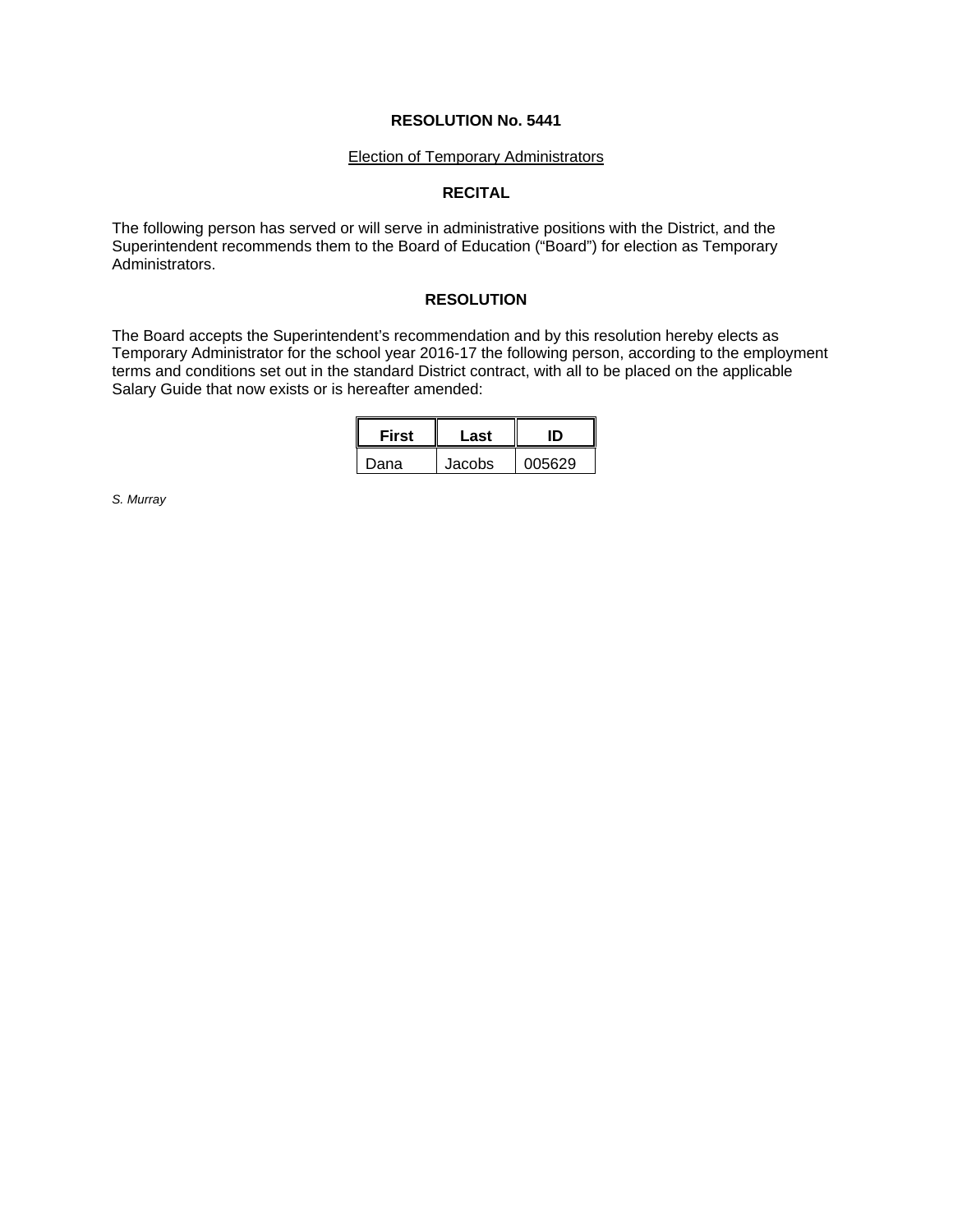## RESOLUTION No. 5441

Election of Temporary Administrators

### RECITAL

The following person has served or will serve in administrative positions with the District, and the Superintendent recommends them to the Board of Education ("Board") for election as Temporary Administrators.

### RESOLUTION

The Board accepts the Superintendent's recommendation and by this resolution hereby elects as Temporary Administrator for the school year 2016-17 the following person, according to the employment terms and conditions set out in the standard District contract, with all to be placed on the applicable Salary Guide that now exists or is hereafter amended:

| First | Last | ID |
|---|---|---|
| Dana | Jacobs | 005629 |

*S. Murray*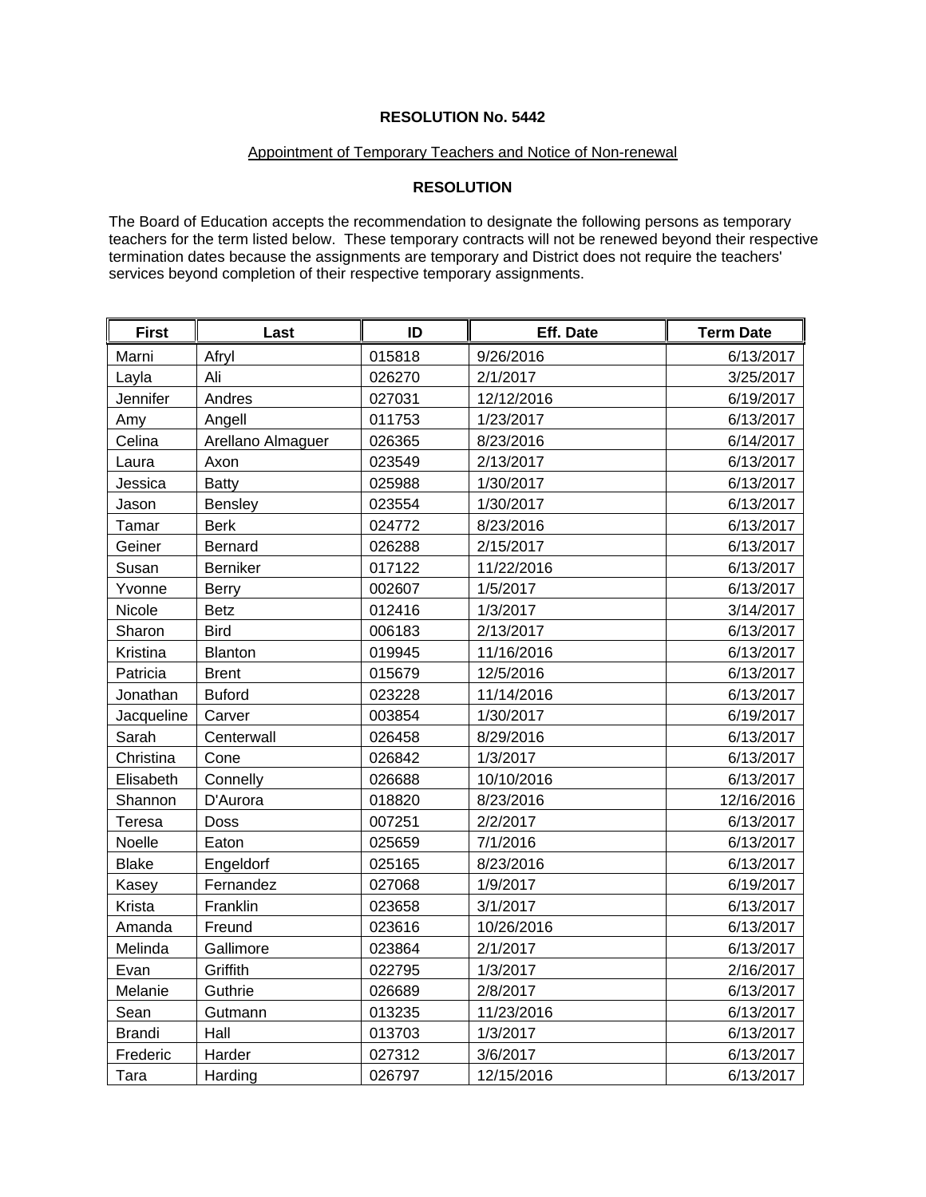**RESOLUTION No. 5442**

Appointment of Temporary Teachers and Notice of Non-renewal

**RESOLUTION**

The Board of Education accepts the recommendation to designate the following persons as temporary teachers for the term listed below. These temporary contracts will not be renewed beyond their respective termination dates because the assignments are temporary and District does not require the teachers' services beyond completion of their respective temporary assignments.

| First | Last | ID | Eff. Date | Term Date |
|---|---|---|---|---|
| Marni | Afryl | 015818 | 9/26/2016 | 6/13/2017 |
| Layla | Ali | 026270 | 2/1/2017 | 3/25/2017 |
| Jennifer | Andres | 027031 | 12/12/2016 | 6/19/2017 |
| Amy | Angell | 011753 | 1/23/2017 | 6/13/2017 |
| Celina | Arellano Almaguer | 026365 | 8/23/2016 | 6/14/2017 |
| Laura | Axon | 023549 | 2/13/2017 | 6/13/2017 |
| Jessica | Batty | 025988 | 1/30/2017 | 6/13/2017 |
| Jason | Bensley | 023554 | 1/30/2017 | 6/13/2017 |
| Tamar | Berk | 024772 | 8/23/2016 | 6/13/2017 |
| Geiner | Bernard | 026288 | 2/15/2017 | 6/13/2017 |
| Susan | Berniker | 017122 | 11/22/2016 | 6/13/2017 |
| Yvonne | Berry | 002607 | 1/5/2017 | 6/13/2017 |
| Nicole | Betz | 012416 | 1/3/2017 | 3/14/2017 |
| Sharon | Bird | 006183 | 2/13/2017 | 6/13/2017 |
| Kristina | Blanton | 019945 | 11/16/2016 | 6/13/2017 |
| Patricia | Brent | 015679 | 12/5/2016 | 6/13/2017 |
| Jonathan | Buford | 023228 | 11/14/2016 | 6/13/2017 |
| Jacqueline | Carver | 003854 | 1/30/2017 | 6/19/2017 |
| Sarah | Centerwall | 026458 | 8/29/2016 | 6/13/2017 |
| Christina | Cone | 026842 | 1/3/2017 | 6/13/2017 |
| Elisabeth | Connelly | 026688 | 10/10/2016 | 6/13/2017 |
| Shannon | D'Aurora | 018820 | 8/23/2016 | 12/16/2016 |
| Teresa | Doss | 007251 | 2/2/2017 | 6/13/2017 |
| Noelle | Eaton | 025659 | 7/1/2016 | 6/13/2017 |
| Blake | Engeldorf | 025165 | 8/23/2016 | 6/13/2017 |
| Kasey | Fernandez | 027068 | 1/9/2017 | 6/19/2017 |
| Krista | Franklin | 023658 | 3/1/2017 | 6/13/2017 |
| Amanda | Freund | 023616 | 10/26/2016 | 6/13/2017 |
| Melinda | Gallimore | 023864 | 2/1/2017 | 6/13/2017 |
| Evan | Griffith | 022795 | 1/3/2017 | 2/16/2017 |
| Melanie | Guthrie | 026689 | 2/8/2017 | 6/13/2017 |
| Sean | Gutmann | 013235 | 11/23/2016 | 6/13/2017 |
| Brandi | Hall | 013703 | 1/3/2017 | 6/13/2017 |
| Frederic | Harder | 027312 | 3/6/2017 | 6/13/2017 |
| Tara | Harding | 026797 | 12/15/2016 | 6/13/2017 |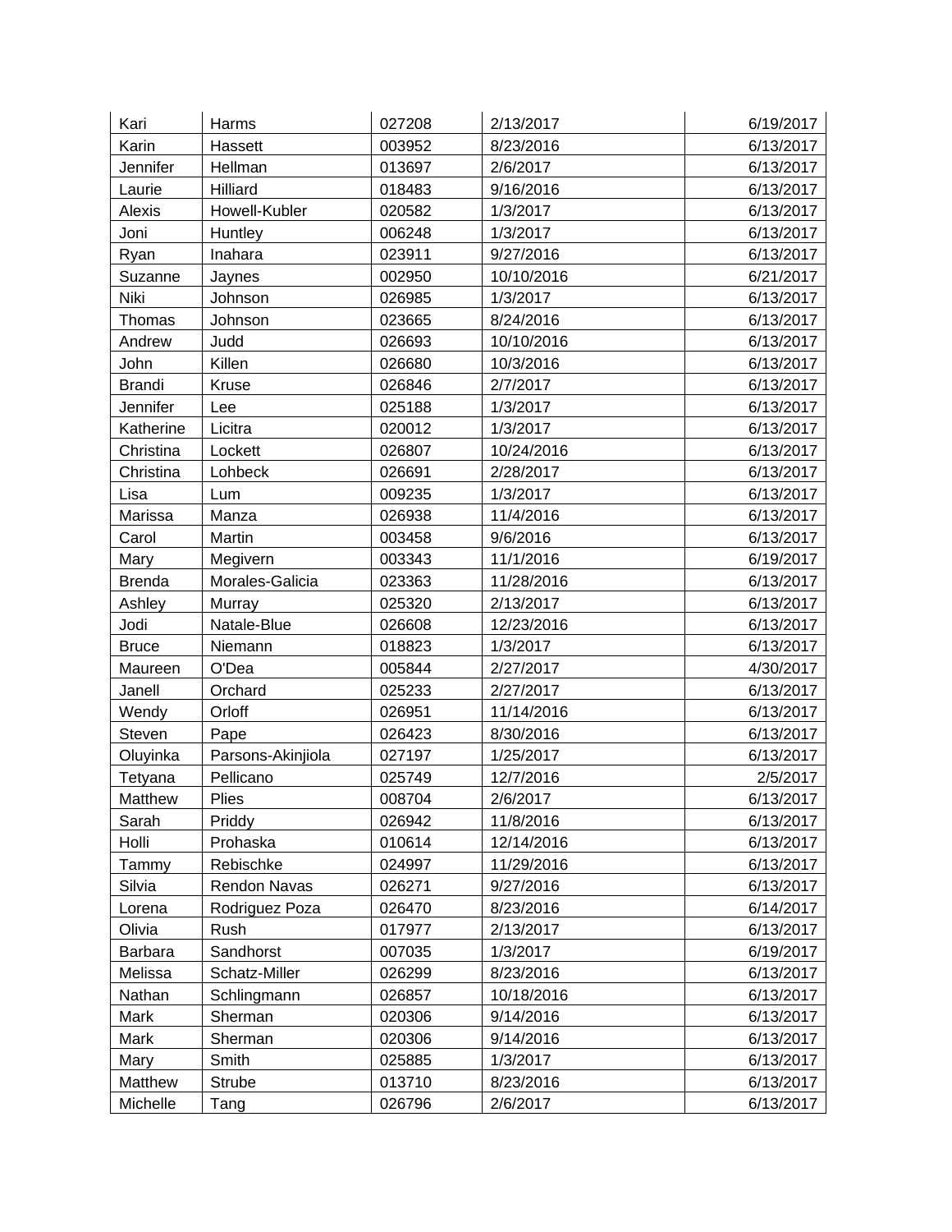| Kari | Harms | 027208 | 2/13/2017 | 6/19/2017 |
|---|---|---|---|---|
| Karin | Hassett | 003952 | 8/23/2016 | 6/13/2017 |
| Jennifer | Hellman | 013697 | 2/6/2017 | 6/13/2017 |
| Laurie | Hilliard | 018483 | 9/16/2016 | 6/13/2017 |
| Alexis | Howell-Kubler | 020582 | 1/3/2017 | 6/13/2017 |
| Joni | Huntley | 006248 | 1/3/2017 | 6/13/2017 |
| Ryan | Inahara | 023911 | 9/27/2016 | 6/13/2017 |
| Suzanne | Jaynes | 002950 | 10/10/2016 | 6/21/2017 |
| Niki | Johnson | 026985 | 1/3/2017 | 6/13/2017 |
| Thomas | Johnson | 023665 | 8/24/2016 | 6/13/2017 |
| Andrew | Judd | 026693 | 10/10/2016 | 6/13/2017 |
| John | Killen | 026680 | 10/3/2016 | 6/13/2017 |
| Brandi | Kruse | 026846 | 2/7/2017 | 6/13/2017 |
| Jennifer | Lee | 025188 | 1/3/2017 | 6/13/2017 |
| Katherine | Licitra | 020012 | 1/3/2017 | 6/13/2017 |
| Christina | Lockett | 026807 | 10/24/2016 | 6/13/2017 |
| Christina | Lohbeck | 026691 | 2/28/2017 | 6/13/2017 |
| Lisa | Lum | 009235 | 1/3/2017 | 6/13/2017 |
| Marissa | Manza | 026938 | 11/4/2016 | 6/13/2017 |
| Carol | Martin | 003458 | 9/6/2016 | 6/13/2017 |
| Mary | Megivern | 003343 | 11/1/2016 | 6/19/2017 |
| Brenda | Morales-Galicia | 023363 | 11/28/2016 | 6/13/2017 |
| Ashley | Murray | 025320 | 2/13/2017 | 6/13/2017 |
| Jodi | Natale-Blue | 026608 | 12/23/2016 | 6/13/2017 |
| Bruce | Niemann | 018823 | 1/3/2017 | 6/13/2017 |
| Maureen | O'Dea | 005844 | 2/27/2017 | 4/30/2017 |
| Janell | Orchard | 025233 | 2/27/2017 | 6/13/2017 |
| Wendy | Orloff | 026951 | 11/14/2016 | 6/13/2017 |
| Steven | Pape | 026423 | 8/30/2016 | 6/13/2017 |
| Oluyinka | Parsons-Akinjiola | 027197 | 1/25/2017 | 6/13/2017 |
| Tetyana | Pellicano | 025749 | 12/7/2016 | 2/5/2017 |
| Matthew | Plies | 008704 | 2/6/2017 | 6/13/2017 |
| Sarah | Priddy | 026942 | 11/8/2016 | 6/13/2017 |
| Holli | Prohaska | 010614 | 12/14/2016 | 6/13/2017 |
| Tammy | Rebischke | 024997 | 11/29/2016 | 6/13/2017 |
| Silvia | Rendon Navas | 026271 | 9/27/2016 | 6/13/2017 |
| Lorena | Rodriguez Poza | 026470 | 8/23/2016 | 6/14/2017 |
| Olivia | Rush | 017977 | 2/13/2017 | 6/13/2017 |
| Barbara | Sandhorst | 007035 | 1/3/2017 | 6/19/2017 |
| Melissa | Schatz-Miller | 026299 | 8/23/2016 | 6/13/2017 |
| Nathan | Schlingmann | 026857 | 10/18/2016 | 6/13/2017 |
| Mark | Sherman | 020306 | 9/14/2016 | 6/13/2017 |
| Mark | Sherman | 020306 | 9/14/2016 | 6/13/2017 |
| Mary | Smith | 025885 | 1/3/2017 | 6/13/2017 |
| Matthew | Strube | 013710 | 8/23/2016 | 6/13/2017 |
| Michelle | Tang | 026796 | 2/6/2017 | 6/13/2017 |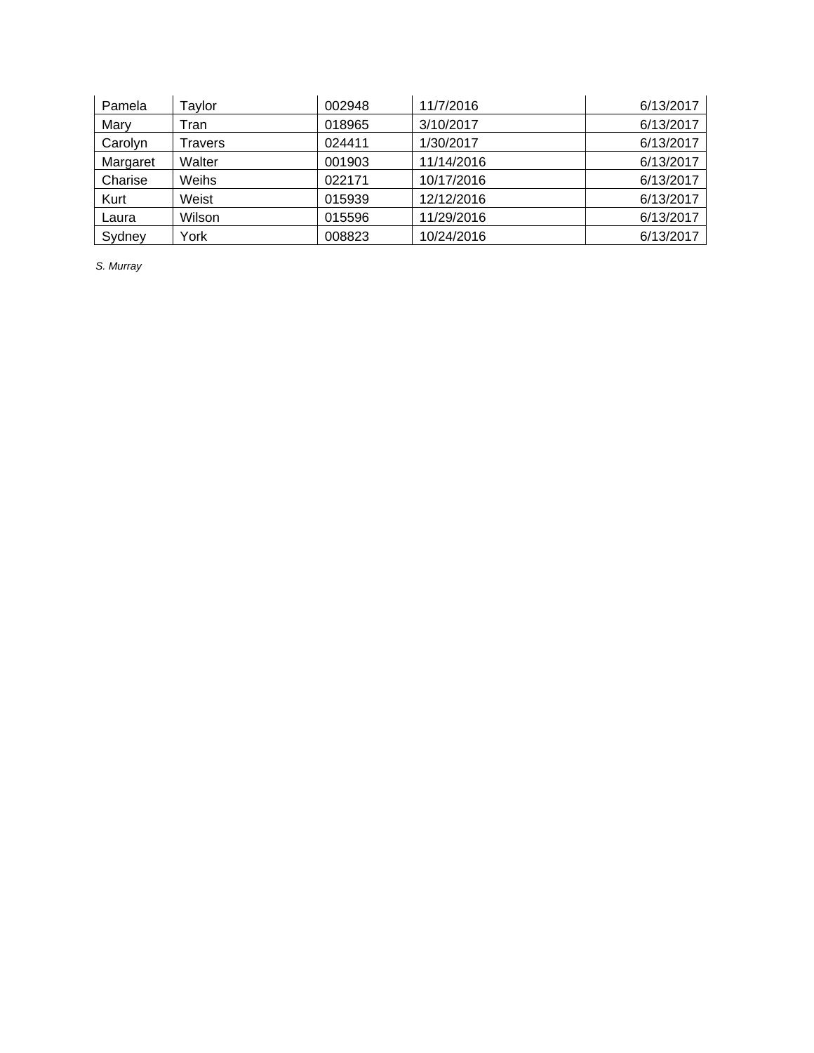| | | | | |
|---|---|---|---|---|
| Pamela | Taylor | 002948 | 11/7/2016 | 6/13/2017 |
| Mary | Tran | 018965 | 3/10/2017 | 6/13/2017 |
| Carolyn | Travers | 024411 | 1/30/2017 | 6/13/2017 |
| Margaret | Walter | 001903 | 11/14/2016 | 6/13/2017 |
| Charise | Weihs | 022171 | 10/17/2016 | 6/13/2017 |
| Kurt | Weist | 015939 | 12/12/2016 | 6/13/2017 |
| Laura | Wilson | 015596 | 11/29/2016 | 6/13/2017 |
| Sydney | York | 008823 | 10/24/2016 | 6/13/2017 |

*S. Murray*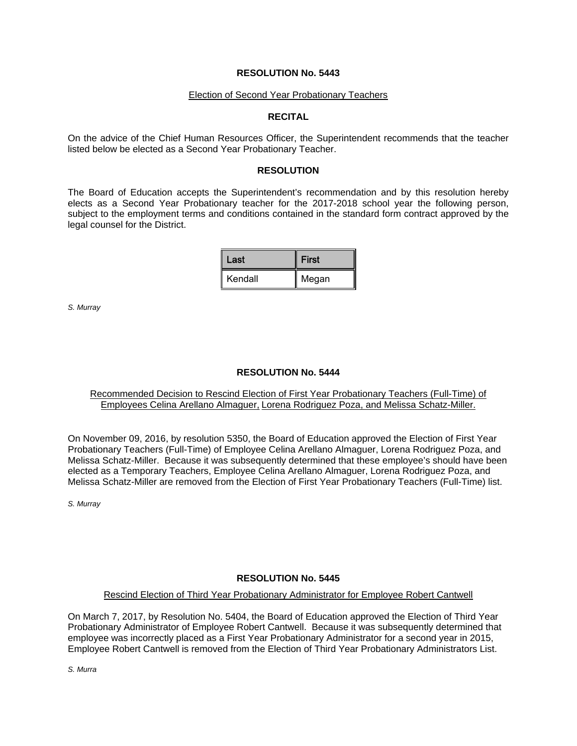## RESOLUTION No. 5443

Election of Second Year Probationary Teachers

### RECITAL

On the advice of the Chief Human Resources Officer, the Superintendent recommends that the teacher listed below be elected as a Second Year Probationary Teacher.

### RESOLUTION

The Board of Education accepts the Superintendent's recommendation and by this resolution hereby elects as a Second Year Probationary teacher for the 2017-2018 school year the following person, subject to the employment terms and conditions contained in the standard form contract approved by the legal counsel for the District.

| Last | First |
|---|---|
| Kendall | Megan |

*S. Murray*

## RESOLUTION No. 5444

Recommended Decision to Rescind Election of First Year Probationary Teachers (Full-Time) of Employees Celina Arellano Almaguer, Lorena Rodriguez Poza, and Melissa Schatz-Miller.

On November 09, 2016, by resolution 5350, the Board of Education approved the Election of First Year Probationary Teachers (Full-Time) of Employee Celina Arellano Almaguer, Lorena Rodriguez Poza, and Melissa Schatz-Miller. Because it was subsequently determined that these employee's should have been elected as a Temporary Teachers, Employee Celina Arellano Almaguer, Lorena Rodriguez Poza, and Melissa Schatz-Miller are removed from the Election of First Year Probationary Teachers (Full-Time) list.

*S. Murray*

## RESOLUTION No. 5445

Rescind Election of Third Year Probationary Administrator for Employee Robert Cantwell

On March 7, 2017, by Resolution No. 5404, the Board of Education approved the Election of Third Year Probationary Administrator of Employee Robert Cantwell. Because it was subsequently determined that employee was incorrectly placed as a First Year Probationary Administrator for a second year in 2015, Employee Robert Cantwell is removed from the Election of Third Year Probationary Administrators List.

*S. Murra*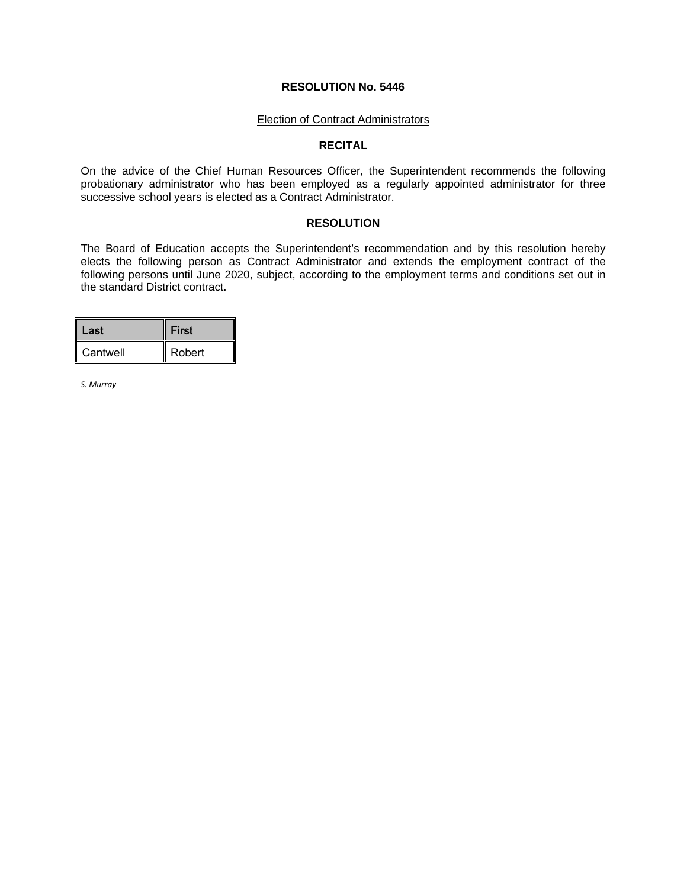## RESOLUTION No. 5446

Election of Contract Administrators

### RECITAL

On the advice of the Chief Human Resources Officer, the Superintendent recommends the following probationary administrator who has been employed as a regularly appointed administrator for three successive school years is elected as a Contract Administrator.

### RESOLUTION

The Board of Education accepts the Superintendent's recommendation and by this resolution hereby elects the following person as Contract Administrator and extends the employment contract of the following persons until June 2020, subject, according to the employment terms and conditions set out in the standard District contract.

| Last | First |
|---|---|
| Cantwell | Robert |

*S. Murray*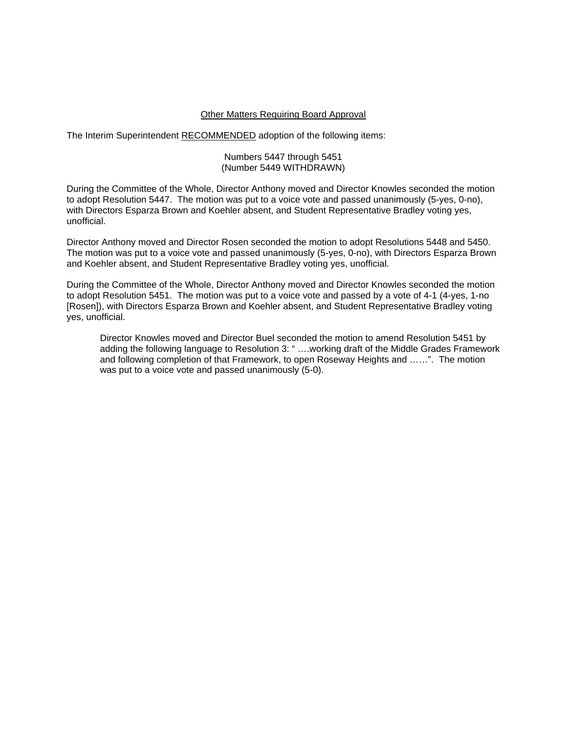<u>Other Matters Requiring Board Approval</u>

The Interim Superintendent <u>RECOMMENDED</u> adoption of the following items:

Numbers 5447 through 5451
(Number 5449 WITHDRAWN)

During the Committee of the Whole, Director Anthony moved and Director Knowles seconded the motion to adopt Resolution 5447. The motion was put to a voice vote and passed unanimously (5-yes, 0-no), with Directors Esparza Brown and Koehler absent, and Student Representative Bradley voting yes, unofficial.

Director Anthony moved and Director Rosen seconded the motion to adopt Resolutions 5448 and 5450. The motion was put to a voice vote and passed unanimously (5-yes, 0-no), with Directors Esparza Brown and Koehler absent, and Student Representative Bradley voting yes, unofficial.

During the Committee of the Whole, Director Anthony moved and Director Knowles seconded the motion to adopt Resolution 5451. The motion was put to a voice vote and passed by a vote of 4-1 (4-yes, 1-no [Rosen]), with Directors Esparza Brown and Koehler absent, and Student Representative Bradley voting yes, unofficial.

> Director Knowles moved and Director Buel seconded the motion to amend Resolution 5451 by adding the following language to Resolution 3: " ….working draft of the Middle Grades Framework and following completion of that Framework, to open Roseway Heights and ……". The motion was put to a voice vote and passed unanimously (5-0).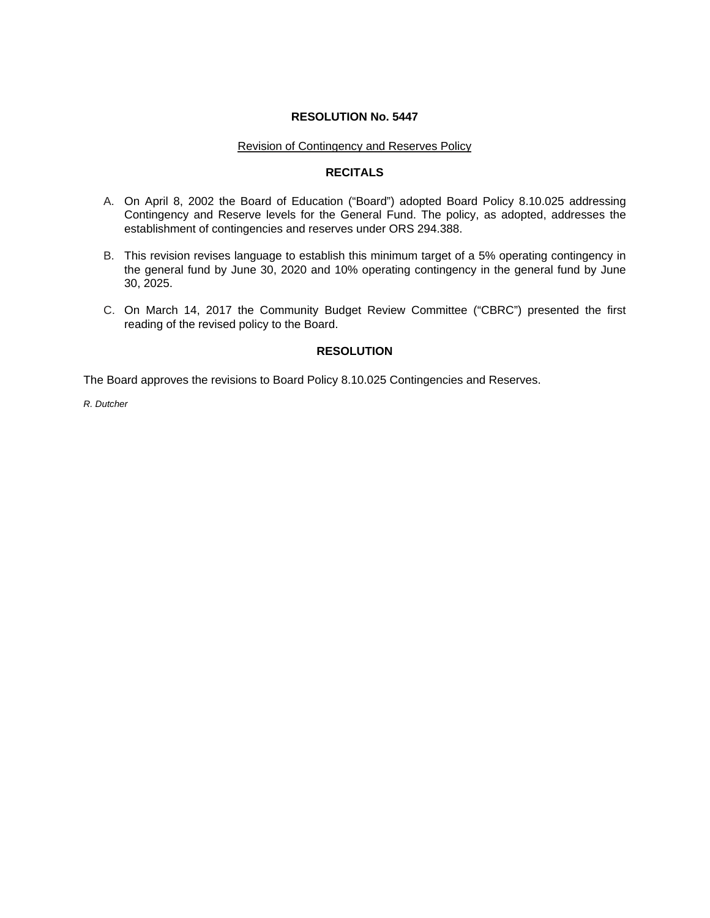**RESOLUTION No. 5447**

Revision of Contingency and Reserves Policy

**RECITALS**

A. On April 8, 2002 the Board of Education ("Board") adopted Board Policy 8.10.025 addressing Contingency and Reserve levels for the General Fund. The policy, as adopted, addresses the establishment of contingencies and reserves under ORS 294.388.

B. This revision revises language to establish this minimum target of a 5% operating contingency in the general fund by June 30, 2020 and 10% operating contingency in the general fund by June 30, 2025.

C. On March 14, 2017 the Community Budget Review Committee ("CBRC") presented the first reading of the revised policy to the Board.

**RESOLUTION**

The Board approves the revisions to Board Policy 8.10.025 Contingencies and Reserves.

*R. Dutcher*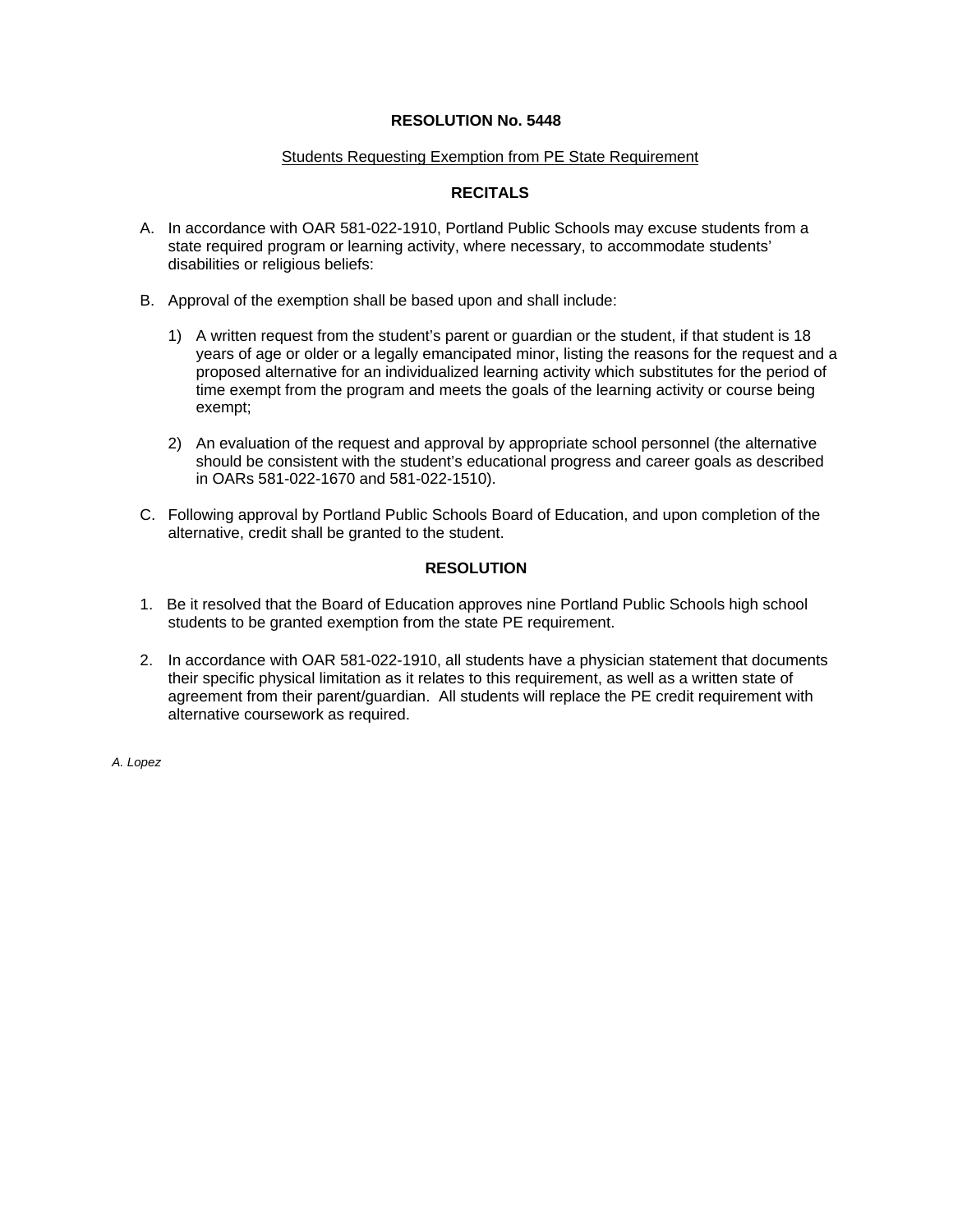# RESOLUTION No. 5448

Students Requesting Exemption from PE State Requirement

## RECITALS

A. In accordance with OAR 581-022-1910, Portland Public Schools may excuse students from a state required program or learning activity, where necessary, to accommodate students' disabilities or religious beliefs:

B. Approval of the exemption shall be based upon and shall include:

   1) A written request from the student's parent or guardian or the student, if that student is 18 years of age or older or a legally emancipated minor, listing the reasons for the request and a proposed alternative for an individualized learning activity which substitutes for the period of time exempt from the program and meets the goals of the learning activity or course being exempt;

   2) An evaluation of the request and approval by appropriate school personnel (the alternative should be consistent with the student's educational progress and career goals as described in OARs 581-022-1670 and 581-022-1510).

C. Following approval by Portland Public Schools Board of Education, and upon completion of the alternative, credit shall be granted to the student.

## RESOLUTION

1. Be it resolved that the Board of Education approves nine Portland Public Schools high school students to be granted exemption from the state PE requirement.

2. In accordance with OAR 581-022-1910, all students have a physician statement that documents their specific physical limitation as it relates to this requirement, as well as a written state of agreement from their parent/guardian. All students will replace the PE credit requirement with alternative coursework as required.

*A. Lopez*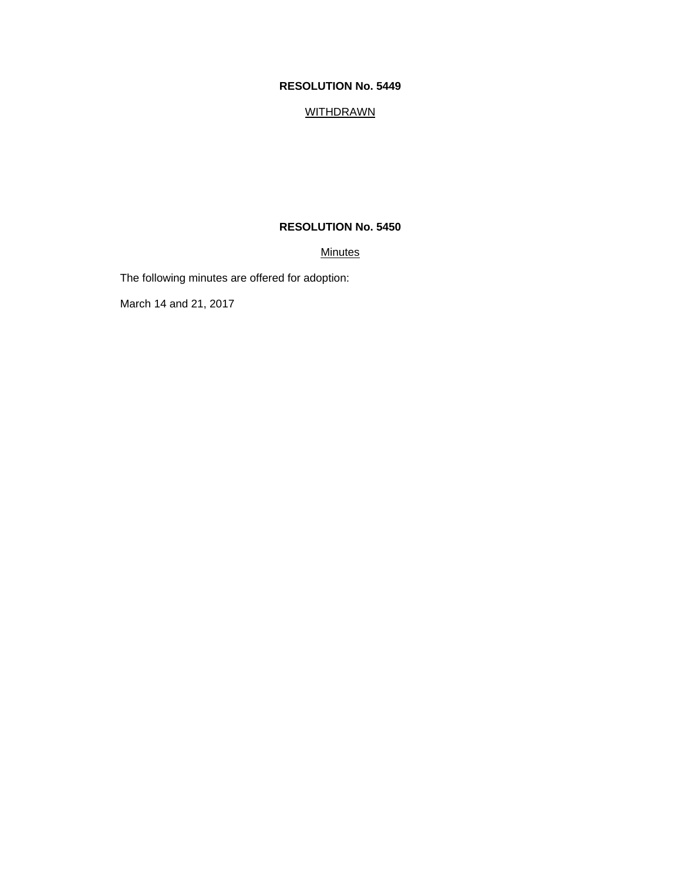**RESOLUTION No. 5449**

WITHDRAWN

**RESOLUTION No. 5450**

Minutes

The following minutes are offered for adoption:

March 14 and 21, 2017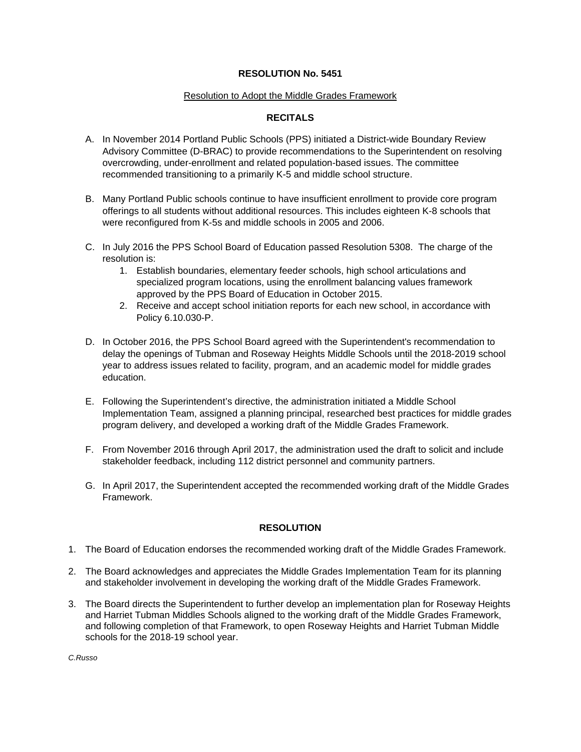**RESOLUTION No. 5451**

Resolution to Adopt the Middle Grades Framework

**RECITALS**

A. In November 2014 Portland Public Schools (PPS) initiated a District-wide Boundary Review Advisory Committee (D-BRAC) to provide recommendations to the Superintendent on resolving overcrowding, under-enrollment and related population-based issues. The committee recommended transitioning to a primarily K-5 and middle school structure.

B. Many Portland Public schools continue to have insufficient enrollment to provide core program offerings to all students without additional resources. This includes eighteen K-8 schools that were reconfigured from K-5s and middle schools in 2005 and 2006.

C. In July 2016 the PPS School Board of Education passed Resolution 5308. The charge of the resolution is:
   1. Establish boundaries, elementary feeder schools, high school articulations and specialized program locations, using the enrollment balancing values framework approved by the PPS Board of Education in October 2015.
   2. Receive and accept school initiation reports for each new school, in accordance with Policy 6.10.030-P.

D. In October 2016, the PPS School Board agreed with the Superintendent's recommendation to delay the openings of Tubman and Roseway Heights Middle Schools until the 2018-2019 school year to address issues related to facility, program, and an academic model for middle grades education.

E. Following the Superintendent's directive, the administration initiated a Middle School Implementation Team, assigned a planning principal, researched best practices for middle grades program delivery, and developed a working draft of the Middle Grades Framework.

F. From November 2016 through April 2017, the administration used the draft to solicit and include stakeholder feedback, including 112 district personnel and community partners.

G. In April 2017, the Superintendent accepted the recommended working draft of the Middle Grades Framework.

**RESOLUTION**

1. The Board of Education endorses the recommended working draft of the Middle Grades Framework.

2. The Board acknowledges and appreciates the Middle Grades Implementation Team for its planning and stakeholder involvement in developing the working draft of the Middle Grades Framework.

3. The Board directs the Superintendent to further develop an implementation plan for Roseway Heights and Harriet Tubman Middles Schools aligned to the working draft of the Middle Grades Framework, and following completion of that Framework, to open Roseway Heights and Harriet Tubman Middle schools for the 2018-19 school year.

*C.Russo*